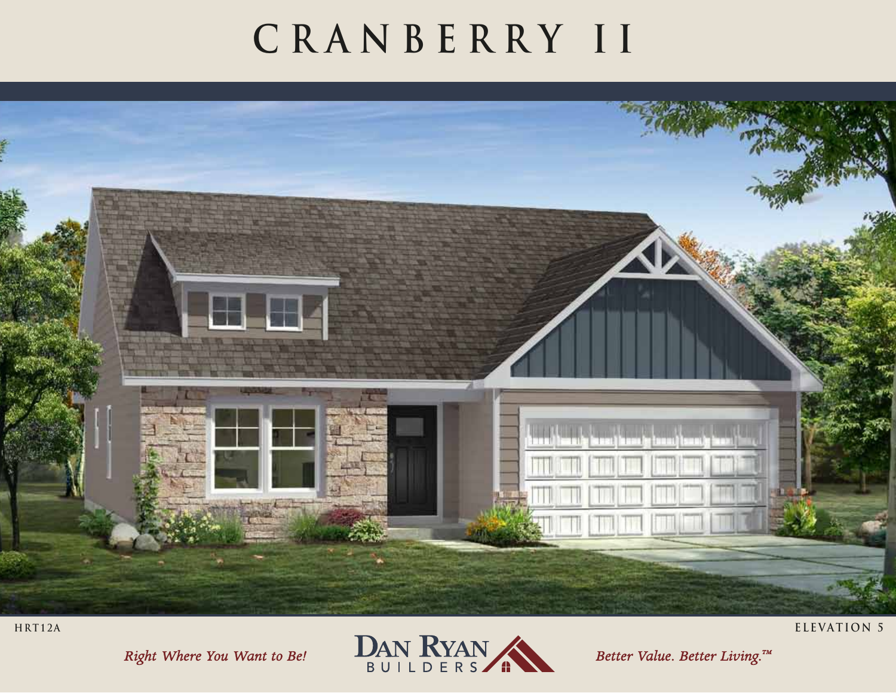# CRANBERRY II

HRT12A

ELEVATION 5

*Right Where You Want to Be!*

DAN RYAN BUILDERS

*Better Value. Better Living.™*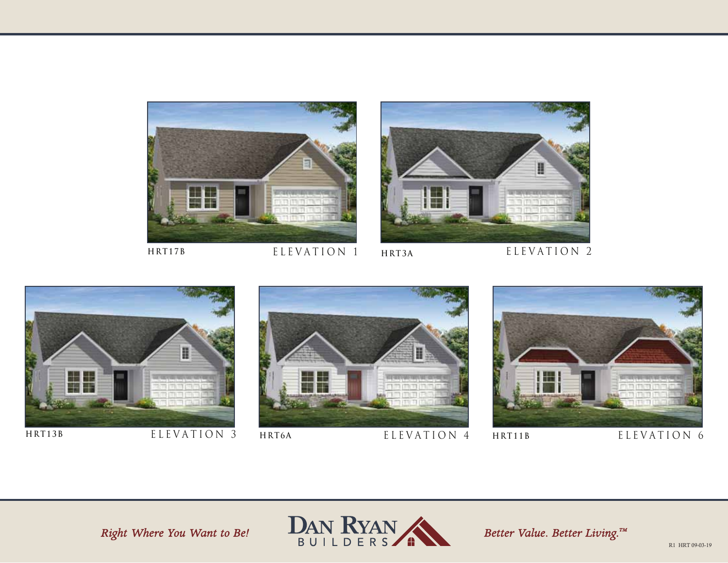HRT17B ELEVATION 1

HRT3A ELEVATION 2

HRT13B ELEVATION 3

HRT6A ELEVATION 4

HRT11B ELEVATION 6

*Right Where You Want to Be!*

DAN RYAN BUILDERS

*Better Value. Better Living.™*

R1 HRT 09-03-19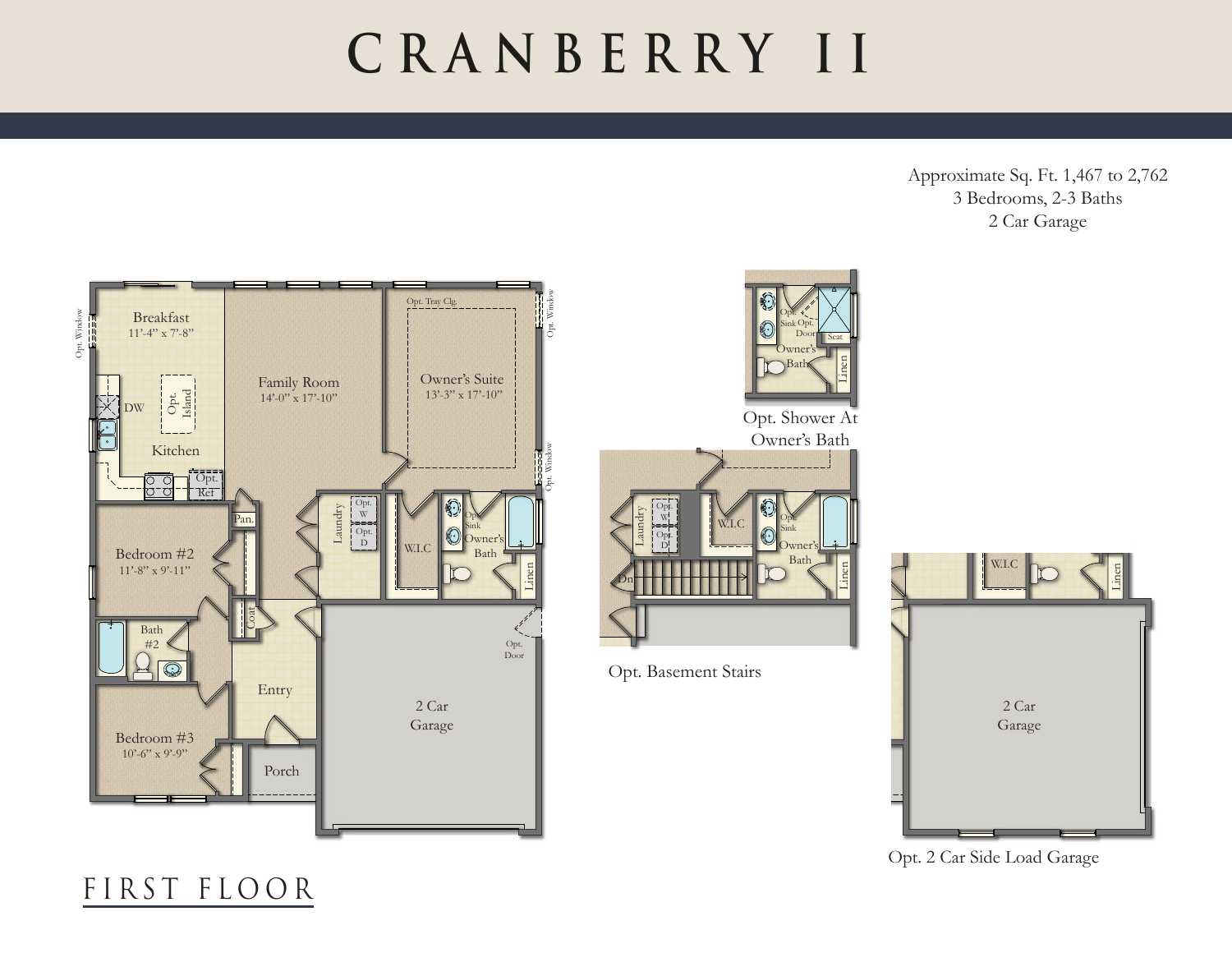# CRANBERRY II

Approximate Sq. Ft. 1,467 to 2,762
3 Bedrooms, 2-3 Baths
2 Car Garage

Breakfast
11'-4" x 7'-8"

Opt. Window

Kitchen

DW

Opt. Island

Opt. Ref

Family Room
14'-0" x 17'-10"

Owner's Suite
13'-3" x 17'-10"

Opt. Tray Clg.

Opt. Window

Opt. Window

Bedroom #2
11'-8" x 9'-11"

Pan.

Coat

Laundry

Opt. W

Opt. D

W.I.C

Opt. Sink

Owner's Bath

Linen

Bath #2

Entry

2 Car Garage

Opt. Door

Bedroom #3
10'-6" x 9'-9"

Porch

Opt. Sink

Opt. Door

Seat

Owner's Bath

Linen

Opt. Shower At Owner's Bath

Laundry

Opt. W

Opt. D

W.I.C

Opt. Sink

Owner's Bath

Linen

Dn

Opt. Basement Stairs

W.I.C

Linen

2 Car Garage

Opt. 2 Car Side Load Garage

## FIRST FLOOR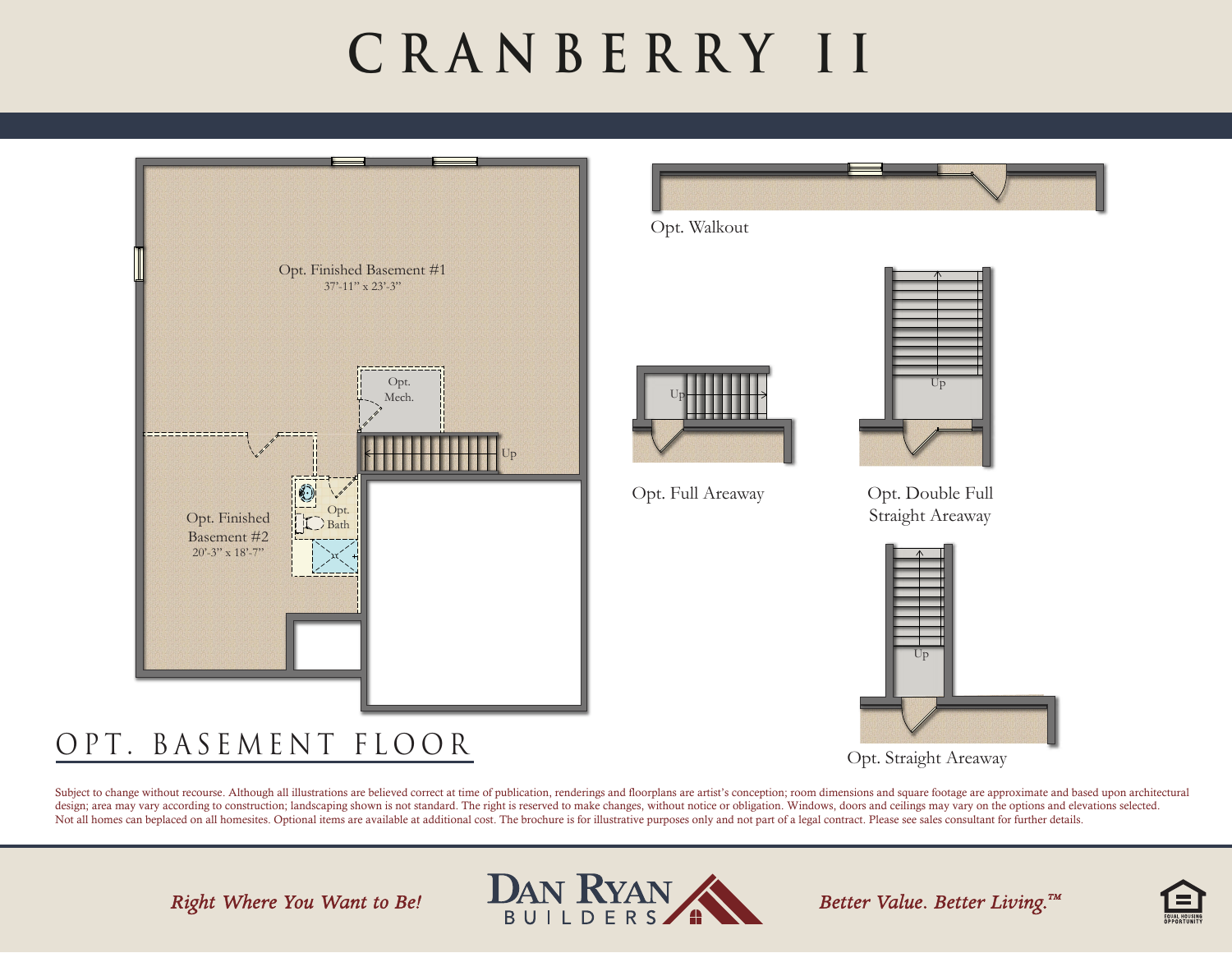# CRANBERRY II

Opt. Finished Basement #1
37'-11" x 23'-3"

Opt. Mech.

Up

Opt. Bath

Opt. Finished Basement #2
20'-3" x 18'-7"

Opt. Walkout

Up

Opt. Full Areaway

Up

Opt. Double Full Straight Areaway

Up

Opt. Straight Areaway

## OPT. BASEMENT FLOOR

Subject to change without recourse. Although all illustrations are believed correct at time of publication, renderings and floorplans are artist's conception; room dimensions and square footage are approximate and based upon architectural design; area may vary according to construction; landscaping shown is not standard. The right is reserved to make changes, without notice or obligation. Windows, doors and ceilings may vary on the options and elevations selected. Not all homes can beplaced on all homesites. Optional items are available at additional cost. The brochure is for illustrative purposes only and not part of a legal contract. Please see sales consultant for further details.

*Right Where You Want to Be!*

DAN RYAN BUILDERS

*Better Value. Better Living.™*

EQUAL HOUSING OPPORTUNITY